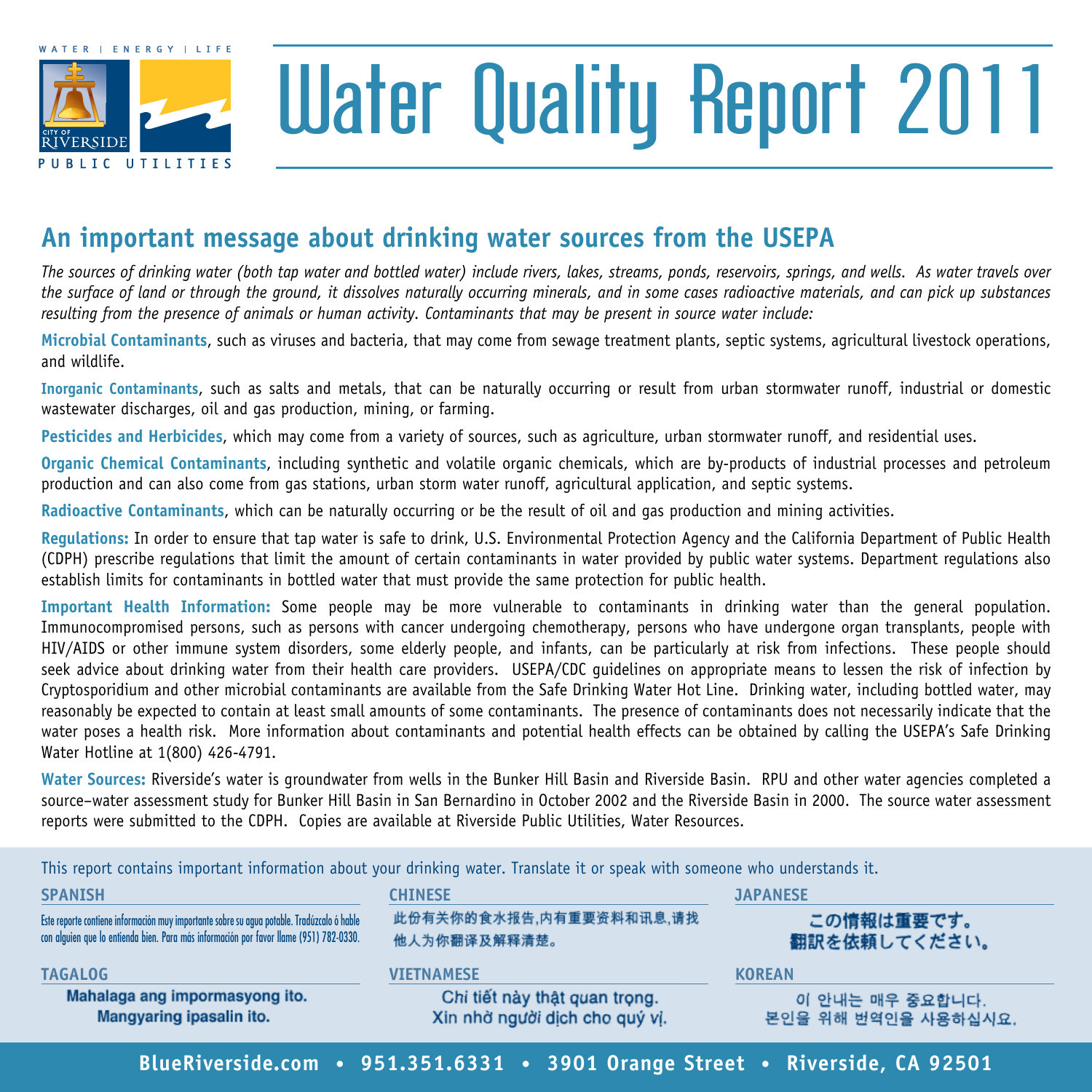WATER | ENERGY | LIFE

CITY OF RIVERSIDE PUBLIC UTILITIES

# Water Quality Report 2011

## An important message about drinking water sources from the USEPA

*The sources of drinking water (both tap water and bottled water) include rivers, lakes, streams, ponds, reservoirs, springs, and wells. As water travels over the surface of land or through the ground, it dissolves naturally occurring minerals, and in some cases radioactive materials, and can pick up substances resulting from the presence of animals or human activity. Contaminants that may be present in source water include:*

**Microbial Contaminants**, such as viruses and bacteria, that may come from sewage treatment plants, septic systems, agricultural livestock operations, and wildlife.

**Inorganic Contaminants**, such as salts and metals, that can be naturally occurring or result from urban stormwater runoff, industrial or domestic wastewater discharges, oil and gas production, mining, or farming.

**Pesticides and Herbicides**, which may come from a variety of sources, such as agriculture, urban stormwater runoff, and residential uses.

**Organic Chemical Contaminants**, including synthetic and volatile organic chemicals, which are by-products of industrial processes and petroleum production and can also come from gas stations, urban storm water runoff, agricultural application, and septic systems.

**Radioactive Contaminants**, which can be naturally occurring or be the result of oil and gas production and mining activities.

**Regulations:** In order to ensure that tap water is safe to drink, U.S. Environmental Protection Agency and the California Department of Public Health (CDPH) prescribe regulations that limit the amount of certain contaminants in water provided by public water systems. Department regulations also establish limits for contaminants in bottled water that must provide the same protection for public health.

**Important Health Information:** Some people may be more vulnerable to contaminants in drinking water than the general population. Immunocompromised persons, such as persons with cancer undergoing chemotherapy, persons who have undergone organ transplants, people with HIV/AIDS or other immune system disorders, some elderly people, and infants, can be particularly at risk from infections. These people should seek advice about drinking water from their health care providers. USEPA/CDC guidelines on appropriate means to lessen the risk of infection by Cryptosporidium and other microbial contaminants are available from the Safe Drinking Water Hot Line. Drinking water, including bottled water, may reasonably be expected to contain at least small amounts of some contaminants. The presence of contaminants does not necessarily indicate that the water poses a health risk. More information about contaminants and potential health effects can be obtained by calling the USEPA's Safe Drinking Water Hotline at 1(800) 426-4791.

**Water Sources:** Riverside's water is groundwater from wells in the Bunker Hill Basin and Riverside Basin. RPU and other water agencies completed a source–water assessment study for Bunker Hill Basin in San Bernardino in October 2002 and the Riverside Basin in 2000. The source water assessment reports were submitted to the CDPH. Copies are available at Riverside Public Utilities, Water Resources.

This report contains important information about your drinking water. Translate it or speak with someone who understands it.

**SPANISH**

Este reporte contiene información muy importante sobre su agua potable. Tradúzcalo ó hable con alguien que lo entienda bien. Para más información por favor llame (951) 782-0330.

**CHINESE**

此份有关你的食水报告,内有重要资料和讯息,请找他人为你翻译及解释清楚。

**JAPANESE**

この情報は重要です。
翻訳を依頼してください。

**TAGALOG**

Mahalaga ang impormasyong ito.
Mangyaring ipasalin ito.

**VIETNAMESE**

Chi tiết này thật quan trọng.
Xin nhờ người dịch cho quý vị.

**KOREAN**

이 안내는 매우 중요합니다.
본인을 위해 번역인을 사용하십시요.

**BlueRiverside.com • 951.351.6331 • 3901 Orange Street • Riverside, CA 92501**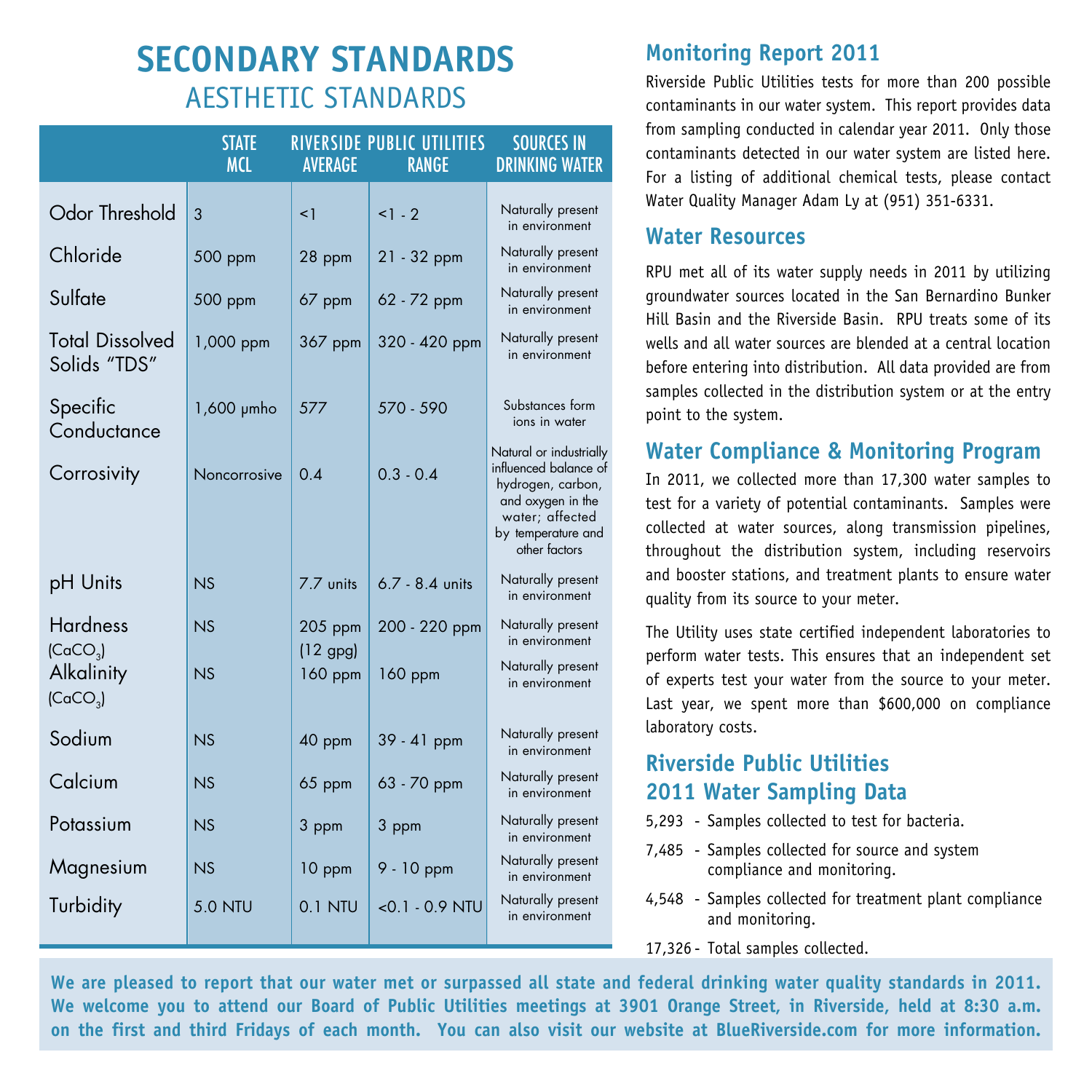# SECONDARY STANDARDS

## AESTHETIC STANDARDS

| | STATE MCL | RIVERSIDE PUBLIC UTILITIES AVERAGE | RIVERSIDE PUBLIC UTILITIES RANGE | SOURCES IN DRINKING WATER |
|---|---|---|---|---|
| Odor Threshold | 3 | <1 | <1 - 2 | Naturally present in environment |
| Chloride | 500 ppm | 28 ppm | 21 - 32 ppm | Naturally present in environment |
| Sulfate | 500 ppm | 67 ppm | 62 - 72 ppm | Naturally present in environment |
| Total Dissolved Solids "TDS" | 1,000 ppm | 367 ppm | 320 - 420 ppm | Naturally present in environment |
| Specific Conductance | 1,600 µmho | 577 | 570 - 590 | Substances form ions in water |
| Corrosivity | Noncorrosive | 0.4 | 0.3 - 0.4 | Natural or industrially influenced balance of hydrogen, carbon, and oxygen in the water; affected by temperature and other factors |
| pH Units | NS | 7.7 units | 6.7 - 8.4 units | Naturally present in environment |
| Hardness ($CaCO_3$) | NS | 205 ppm (12 gpg) | 200 - 220 ppm | Naturally present in environment |
| Alkalinity ($CaCO_3$) | NS | 160 ppm | 160 ppm | Naturally present in environment |
| Sodium | NS | 40 ppm | 39 - 41 ppm | Naturally present in environment |
| Calcium | NS | 65 ppm | 63 - 70 ppm | Naturally present in environment |
| Potassium | NS | 3 ppm | 3 ppm | Naturally present in environment |
| Magnesium | NS | 10 ppm | 9 - 10 ppm | Naturally present in environment |
| Turbidity | 5.0 NTU | 0.1 NTU | <0.1 - 0.9 NTU | Naturally present in environment |

## Monitoring Report 2011

Riverside Public Utilities tests for more than 200 possible contaminants in our water system. This report provides data from sampling conducted in calendar year 2011. Only those contaminants detected in our water system are listed here. For a listing of additional chemical tests, please contact Water Quality Manager Adam Ly at (951) 351-6331.

## Water Resources

RPU met all of its water supply needs in 2011 by utilizing groundwater sources located in the San Bernardino Bunker Hill Basin and the Riverside Basin. RPU treats some of its wells and all water sources are blended at a central location before entering into distribution. All data provided are from samples collected in the distribution system or at the entry point to the system.

## Water Compliance & Monitoring Program

In 2011, we collected more than 17,300 water samples to test for a variety of potential contaminants. Samples were collected at water sources, along transmission pipelines, throughout the distribution system, including reservoirs and booster stations, and treatment plants to ensure water quality from its source to your meter.

The Utility uses state certified independent laboratories to perform water tests. This ensures that an independent set of experts test your water from the source to your meter. Last year, we spent more than $600,000 on compliance laboratory costs.

## Riverside Public Utilities 2011 Water Sampling Data

- 5,293 - Samples collected to test for bacteria.
- 7,485 - Samples collected for source and system compliance and monitoring.
- 4,548 - Samples collected for treatment plant compliance and monitoring.
- 17,326 - Total samples collected.

**We are pleased to report that our water met or surpassed all state and federal drinking water quality standards in 2011. We welcome you to attend our Board of Public Utilities meetings at 3901 Orange Street, in Riverside, held at 8:30 a.m. on the first and third Fridays of each month. You can also visit our website at BlueRiverside.com for more information.**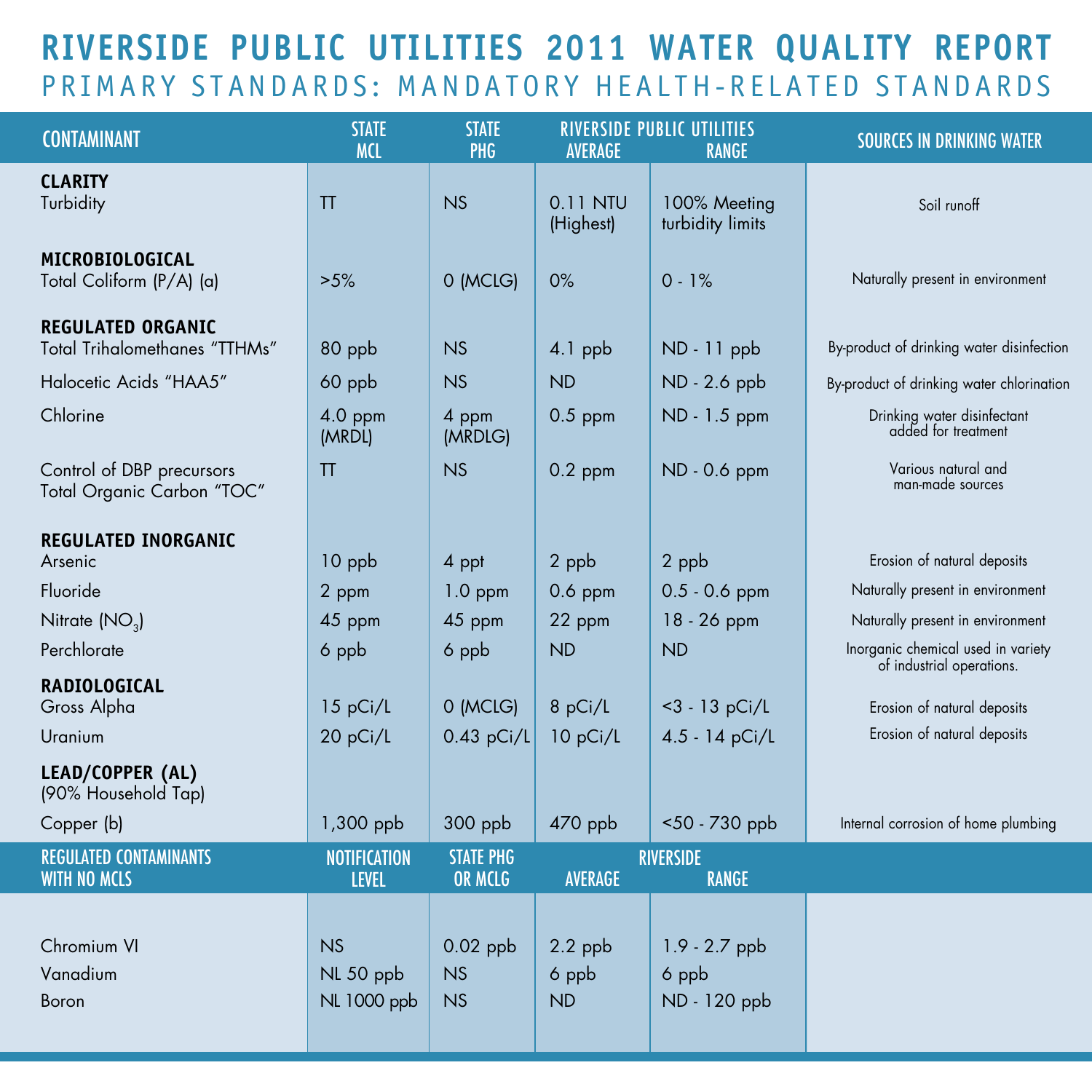# RIVERSIDE PUBLIC UTILITIES 2011 WATER QUALITY REPORT

## PRIMARY STANDARDS: MANDATORY HEALTH-RELATED STANDARDS

| CONTAMINANT | STATE MCL | STATE PHG | RIVERSIDE PUBLIC UTILITIES AVERAGE | RIVERSIDE PUBLIC UTILITIES RANGE | SOURCES IN DRINKING WATER |
|---|---|---|---|---|---|
| **CLARITY** | | | | | |
| Turbidity | TT | NS | 0.11 NTU (Highest) | 100% Meeting turbidity limits | Soil runoff |
| **MICROBIOLOGICAL** | | | | | |
| Total Coliform (P/A) (a) | >5% | 0 (MCLG) | 0% | 0 - 1% | Naturally present in environment |
| **REGULATED ORGANIC** | | | | | |
| Total Trihalomethanes "TTHMs" | 80 ppb | NS | 4.1 ppb | ND - 11 ppb | By-product of drinking water disinfection |
| Halocetic Acids "HAA5" | 60 ppb | NS | ND | ND - 2.6 ppb | By-product of drinking water chlorination |
| Chlorine | 4.0 ppm (MRDL) | 4 ppm (MRDLG) | 0.5 ppm | ND - 1.5 ppm | Drinking water disinfectant added for treatment |
| Control of DBP precursors Total Organic Carbon "TOC" | TT | NS | 0.2 ppm | ND - 0.6 ppm | Various natural and man-made sources |
| **REGULATED INORGANIC** | | | | | |
| Arsenic | 10 ppb | 4 ppt | 2 ppb | 2 ppb | Erosion of natural deposits |
| Fluoride | 2 ppm | 1.0 ppm | 0.6 ppm | 0.5 - 0.6 ppm | Naturally present in environment |
| Nitrate ($NO_3$) | 45 ppm | 45 ppm | 22 ppm | 18 - 26 ppm | Naturally present in environment |
| Perchlorate | 6 ppb | 6 ppb | ND | ND | Inorganic chemical used in variety of industrial operations. |
| **RADIOLOGICAL** | | | | | |
| Gross Alpha | 15 pCi/L | 0 (MCLG) | 8 pCi/L | <3 - 13 pCi/L | Erosion of natural deposits |
| Uranium | 20 pCi/L | 0.43 pCi/L | 10 pCi/L | 4.5 - 14 pCi/L | Erosion of natural deposits |
| **LEAD/COPPER (AL)** (90% Household Tap) | | | | | |
| Copper (b) | 1,300 ppb | 300 ppb | 470 ppb | <50 - 730 ppb | Internal corrosion of home plumbing |

| REGULATED CONTAMINANTS WITH NO MCLS | NOTIFICATION LEVEL | STATE PHG OR MCLG | RIVERSIDE AVERAGE | RIVERSIDE RANGE |
|---|---|---|---|---|
| Chromium VI | NS | 0.02 ppb | 2.2 ppb | 1.9 - 2.7 ppb |
| Vanadium | NL 50 ppb | NS | 6 ppb | 6 ppb |
| Boron | NL 1000 ppb | NS | ND | ND - 120 ppb |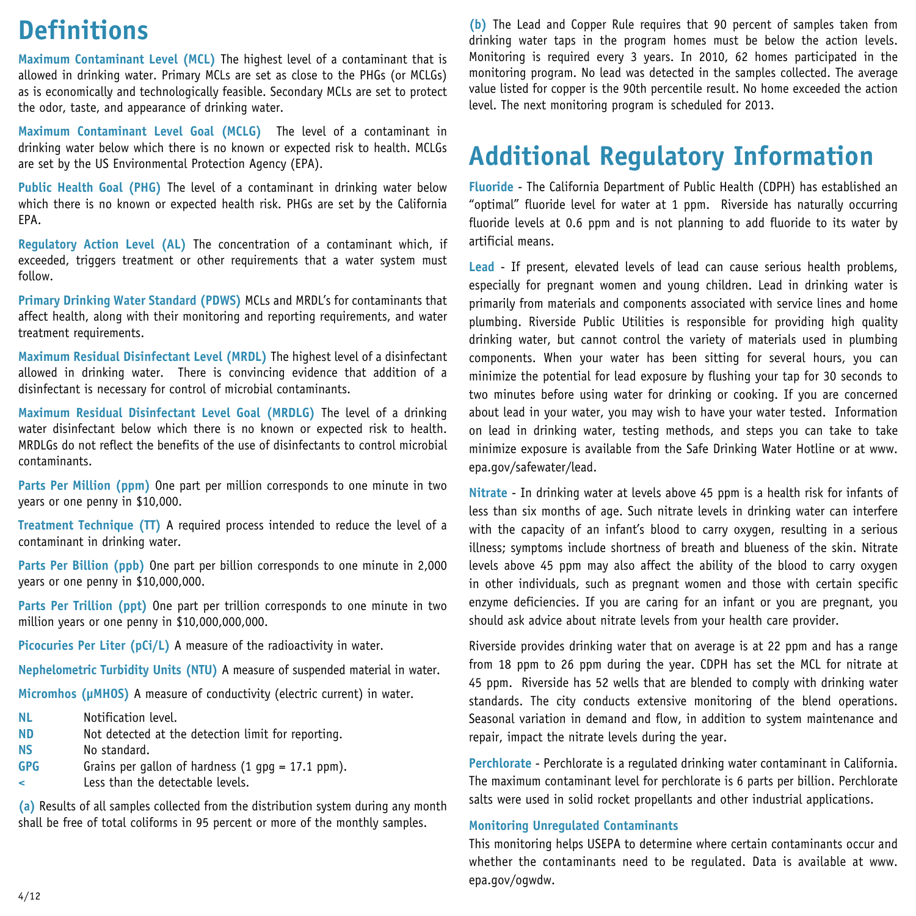# Definitions

**Maximum Contaminant Level (MCL)** The highest level of a contaminant that is allowed in drinking water. Primary MCLs are set as close to the PHGs (or MCLGs) as is economically and technologically feasible. Secondary MCLs are set to protect the odor, taste, and appearance of drinking water.

**Maximum Contaminant Level Goal (MCLG)** The level of a contaminant in drinking water below which there is no known or expected risk to health. MCLGs are set by the US Environmental Protection Agency (EPA).

**Public Health Goal (PHG)** The level of a contaminant in drinking water below which there is no known or expected health risk. PHGs are set by the California EPA.

**Regulatory Action Level (AL)** The concentration of a contaminant which, if exceeded, triggers treatment or other requirements that a water system must follow.

**Primary Drinking Water Standard (PDWS)** MCLs and MRDL's for contaminants that affect health, along with their monitoring and reporting requirements, and water treatment requirements.

**Maximum Residual Disinfectant Level (MRDL)** The highest level of a disinfectant allowed in drinking water. There is convincing evidence that addition of a disinfectant is necessary for control of microbial contaminants.

**Maximum Residual Disinfectant Level Goal (MRDLG)** The level of a drinking water disinfectant below which there is no known or expected risk to health. MRDLGs do not reflect the benefits of the use of disinfectants to control microbial contaminants.

**Parts Per Million (ppm)** One part per million corresponds to one minute in two years or one penny in $10,000.

**Treatment Technique (TT)** A required process intended to reduce the level of a contaminant in drinking water.

**Parts Per Billion (ppb)** One part per billion corresponds to one minute in 2,000 years or one penny in $10,000,000.

**Parts Per Trillion (ppt)** One part per trillion corresponds to one minute in two million years or one penny in $10,000,000,000.

**Picocuries Per Liter (pCi/L)** A measure of the radioactivity in water.

**Nephelometric Turbidity Units (NTU)** A measure of suspended material in water.

**Micromhos (μMHOS)** A measure of conductivity (electric current) in water.

| | |
|---|---|
| **NL** | Notification level. |
| **ND** | Not detected at the detection limit for reporting. |
| **NS** | No standard. |
| **GPG** | Grains per gallon of hardness (1 gpg = 17.1 ppm). |
| **<** | Less than the detectable levels. |

**(a)** Results of all samples collected from the distribution system during any month shall be free of total coliforms in 95 percent or more of the monthly samples.

**(b)** The Lead and Copper Rule requires that 90 percent of samples taken from drinking water taps in the program homes must be below the action levels. Monitoring is required every 3 years. In 2010, 62 homes participated in the monitoring program. No lead was detected in the samples collected. The average value listed for copper is the 90th percentile result. No home exceeded the action level. The next monitoring program is scheduled for 2013.

# Additional Regulatory Information

**Fluoride** - The California Department of Public Health (CDPH) has established an "optimal" fluoride level for water at 1 ppm. Riverside has naturally occurring fluoride levels at 0.6 ppm and is not planning to add fluoride to its water by artificial means.

**Lead** - If present, elevated levels of lead can cause serious health problems, especially for pregnant women and young children. Lead in drinking water is primarily from materials and components associated with service lines and home plumbing. Riverside Public Utilities is responsible for providing high quality drinking water, but cannot control the variety of materials used in plumbing components. When your water has been sitting for several hours, you can minimize the potential for lead exposure by flushing your tap for 30 seconds to two minutes before using water for drinking or cooking. If you are concerned about lead in your water, you may wish to have your water tested. Information on lead in drinking water, testing methods, and steps you can take to take minimize exposure is available from the Safe Drinking Water Hotline or at www.epa.gov/safewater/lead.

**Nitrate** - In drinking water at levels above 45 ppm is a health risk for infants of less than six months of age. Such nitrate levels in drinking water can interfere with the capacity of an infant's blood to carry oxygen, resulting in a serious illness; symptoms include shortness of breath and blueness of the skin. Nitrate levels above 45 ppm may also affect the ability of the blood to carry oxygen in other individuals, such as pregnant women and those with certain specific enzyme deficiencies. If you are caring for an infant or you are pregnant, you should ask advice about nitrate levels from your health care provider.

Riverside provides drinking water that on average is at 22 ppm and has a range from 18 ppm to 26 ppm during the year. CDPH has set the MCL for nitrate at 45 ppm. Riverside has 52 wells that are blended to comply with drinking water standards. The city conducts extensive monitoring of the blend operations. Seasonal variation in demand and flow, in addition to system maintenance and repair, impact the nitrate levels during the year.

**Perchlorate** - Perchlorate is a regulated drinking water contaminant in California. The maximum contaminant level for perchlorate is 6 parts per billion. Perchlorate salts were used in solid rocket propellants and other industrial applications.

### Monitoring Unregulated Contaminants

This monitoring helps USEPA to determine where certain contaminants occur and whether the contaminants need to be regulated. Data is available at www.epa.gov/ogwdw.